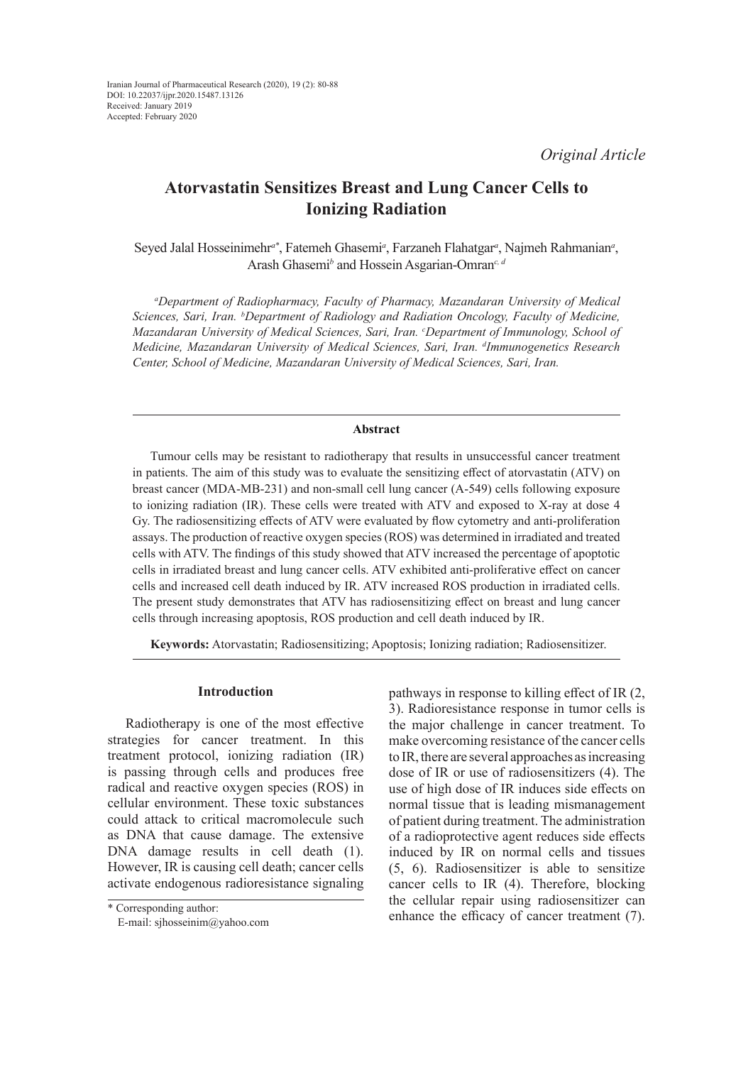Iranian Journal of Pharmaceutical Research (2020), 19 (2): 80-88
DOI: 10.22037/ijpr.2020.15487.13126
Received: January 2019
Accepted: February 2020

*Original Article*

# Atorvastatin Sensitizes Breast and Lung Cancer Cells to Ionizing Radiation

Seyed Jalal Hosseinimehr[a*], Fatemeh Ghasemi[a], Farzaneh Flahatgar[a], Najmeh Rahmanian[a], Arash Ghasemi[b] and Hossein Asgarian-Omran[c, d]

*[a]Department of Radiopharmacy, Faculty of Pharmacy, Mazandaran University of Medical Sciences, Sari, Iran. [b]Department of Radiology and Radiation Oncology, Faculty of Medicine, Mazandaran University of Medical Sciences, Sari, Iran. [c]Department of Immunology, School of Medicine, Mazandaran University of Medical Sciences, Sari, Iran. [d]Immunogenetics Research Center, School of Medicine, Mazandaran University of Medical Sciences, Sari, Iran.*

## Abstract

Tumour cells may be resistant to radiotherapy that results in unsuccessful cancer treatment in patients. The aim of this study was to evaluate the sensitizing effect of atorvastatin (ATV) on breast cancer (MDA-MB-231) and non-small cell lung cancer (A-549) cells following exposure to ionizing radiation (IR). These cells were treated with ATV and exposed to X-ray at dose 4 Gy. The radiosensitizing effects of ATV were evaluated by flow cytometry and anti-proliferation assays. The production of reactive oxygen species (ROS) was determined in irradiated and treated cells with ATV. The findings of this study showed that ATV increased the percentage of apoptotic cells in irradiated breast and lung cancer cells. ATV exhibited anti-proliferative effect on cancer cells and increased cell death induced by IR. ATV increased ROS production in irradiated cells. The present study demonstrates that ATV has radiosensitizing effect on breast and lung cancer cells through increasing apoptosis, ROS production and cell death induced by IR.

**Keywords:** Atorvastatin; Radiosensitizing; Apoptosis; Ionizing radiation; Radiosensitizer.

## Introduction

Radiotherapy is one of the most effective strategies for cancer treatment. In this treatment protocol, ionizing radiation (IR) is passing through cells and produces free radical and reactive oxygen species (ROS) in cellular environment. These toxic substances could attack to critical macromolecule such as DNA that cause damage. The extensive DNA damage results in cell death (1). However, IR is causing cell death; cancer cells activate endogenous radioresistance signaling pathways in response to killing effect of IR (2, 3). Radioresistance response in tumor cells is the major challenge in cancer treatment. To make overcoming resistance of the cancer cells to IR, there are several approaches as increasing dose of IR or use of radiosensitizers (4). The use of high dose of IR induces side effects on normal tissue that is leading mismanagement of patient during treatment. The administration of a radioprotective agent reduces side effects induced by IR on normal cells and tissues (5, 6). Radiosensitizer is able to sensitize cancer cells to IR (4). Therefore, blocking the cellular repair using radiosensitizer can enhance the efficacy of cancer treatment (7).

\* Corresponding author:
E-mail: sjhosseinim@yahoo.com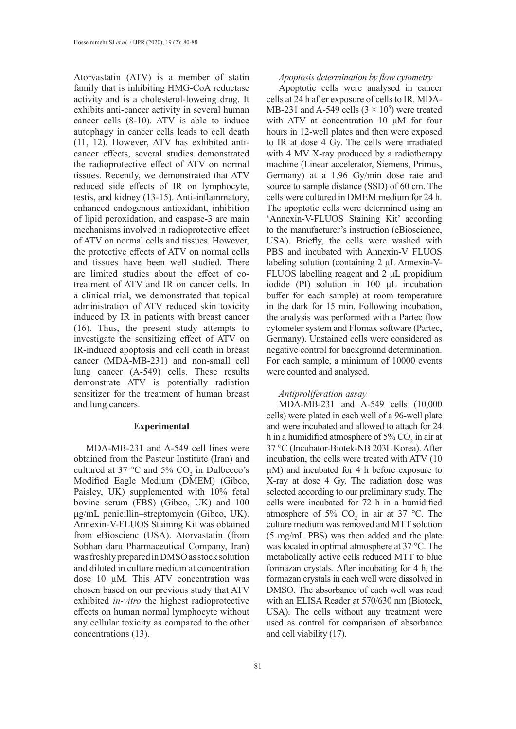Atorvastatin (ATV) is a member of statin family that is inhibiting HMG-CoA reductase activity and is a cholesterol-loweing drug. It exhibits anti-cancer activity in several human cancer cells (8-10). ATV is able to induce autophagy in cancer cells leads to cell death (11, 12). However, ATV has exhibited anti-cancer effects, several studies demonstrated the radioprotective effect of ATV on normal tissues. Recently, we demonstrated that ATV reduced side effects of IR on lymphocyte, testis, and kidney (13-15). Anti-inflammatory, enhanced endogenous antioxidant, inhibition of lipid peroxidation, and caspase-3 are main mechanisms involved in radioprotective effect of ATV on normal cells and tissues. However, the protective effects of ATV on normal cells and tissues have been well studied. There are limited studies about the effect of co-treatment of ATV and IR on cancer cells. In a clinical trial, we demonstrated that topical administration of ATV reduced skin toxicity induced by IR in patients with breast cancer (16). Thus, the present study attempts to investigate the sensitizing effect of ATV on IR-induced apoptosis and cell death in breast cancer (MDA-MB-231) and non-small cell lung cancer (A-549) cells. These results demonstrate ATV is potentially radiation sensitizer for the treatment of human breast and lung cancers.

## Experimental

MDA-MB-231 and A-549 cell lines were obtained from the Pasteur Institute (Iran) and cultured at 37 °C and 5% $CO_2$ in Dulbecco's Modified Eagle Medium (DMEM) (Gibco, Paisley, UK) supplemented with 10% fetal bovine serum (FBS) (Gibco, UK) and 100 µg/mL penicillin–streptomycin (Gibco, UK). Annexin-V-FLUOS Staining Kit was obtained from eBioscienc (USA). Atorvastatin (from Sobhan daru Pharmaceutical Company, Iran) was freshly prepared in DMSO as stock solution and diluted in culture medium at concentration dose 10 µM. This ATV concentration was chosen based on our previous study that ATV exhibited *in-vitro* the highest radioprotective effects on human normal lymphocyte without any cellular toxicity as compared to the other concentrations (13).

### *Apoptosis determination by flow cytometry*

Apoptotic cells were analysed in cancer cells at 24 h after exposure of cells to IR. MDA-MB-231 and A-549 cells ($3 \times 10^5$) were treated with ATV at concentration 10 µM for four hours in 12-well plates and then were exposed to IR at dose 4 Gy. The cells were irradiated with 4 MV X-ray produced by a radiotherapy machine (Linear accelerator, Siemens, Primus, Germany) at a 1.96 Gy/min dose rate and source to sample distance (SSD) of 60 cm. The cells were cultured in DMEM medium for 24 h. The apoptotic cells were determined using an 'Annexin-V-FLUOS Staining Kit' according to the manufacturer's instruction (eBioscience, USA). Briefly, the cells were washed with PBS and incubated with Annexin-V FLUOS labeling solution (containing 2 µL Annexin-V-FLUOS labelling reagent and 2 µL propidium iodide (PI) solution in 100 µL incubation buffer for each sample) at room temperature in the dark for 15 min. Following incubation, the analysis was performed with a Partec flow cytometer system and Flomax software (Partec, Germany). Unstained cells were considered as negative control for background determination. For each sample, a minimum of 10000 events were counted and analysed.

### *Antiproliferation assay*

MDA-MB-231 and A-549 cells (10,000 cells) were plated in each well of a 96-well plate and were incubated and allowed to attach for 24 h in a humidified atmosphere of 5% $CO_2$ in air at 37 °C (Incubator-Biotek-NB 203L Korea). After incubation, the cells were treated with ATV (10 µM) and incubated for 4 h before exposure to X-ray at dose 4 Gy. The radiation dose was selected according to our preliminary study. The cells were incubated for 72 h in a humidified atmosphere of 5% $CO_2$ in air at 37 °C. The culture medium was removed and MTT solution (5 mg/mL PBS) was then added and the plate was located in optimal atmosphere at 37 °C. The metabolically active cells reduced MTT to blue formazan crystals. After incubating for 4 h, the formazan crystals in each well were dissolved in DMSO. The absorbance of each well was read with an ELISA Reader at 570/630 nm (Bioteck, USA). The cells without any treatment were used as control for comparison of absorbance and cell viability (17).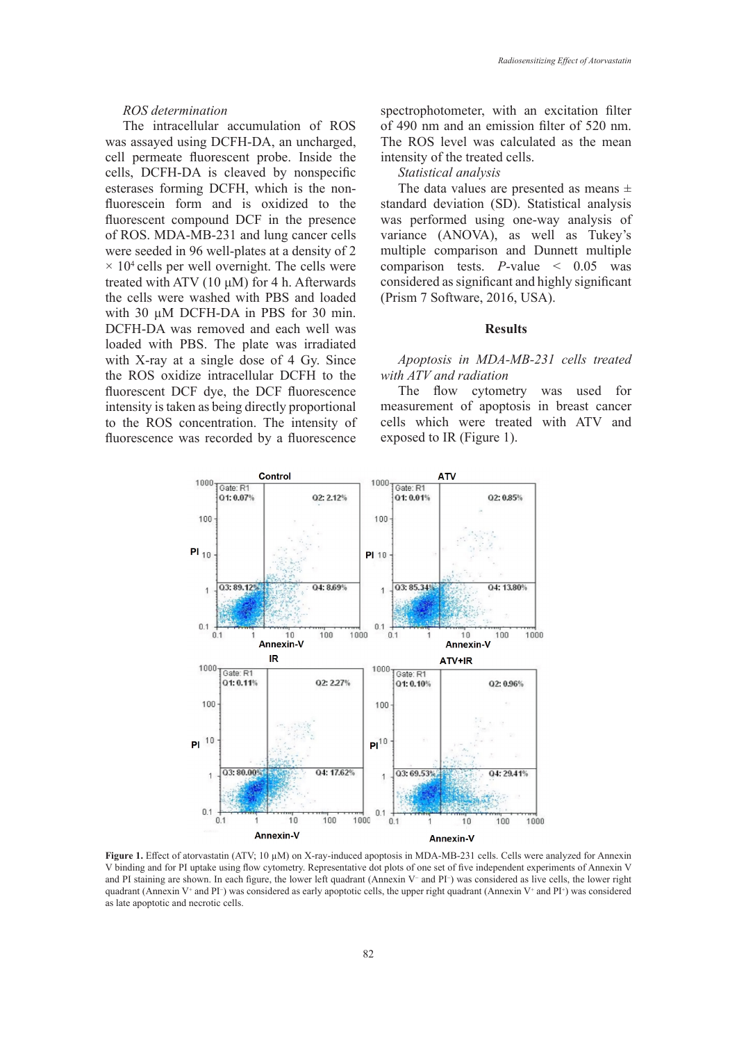*ROS determination*

The intracellular accumulation of ROS was assayed using DCFH-DA, an uncharged, cell permeate fluorescent probe. Inside the cells, DCFH-DA is cleaved by nonspecific esterases forming DCFH, which is the non-fluorescein form and is oxidized to the fluorescent compound DCF in the presence of ROS. MDA-MB-231 and lung cancer cells were seeded in 96 well-plates at a density of 2 $\times 10^4$ cells per well overnight. The cells were treated with ATV (10 µM) for 4 h. Afterwards the cells were washed with PBS and loaded with 30 µM DCFH-DA in PBS for 30 min. DCFH-DA was removed and each well was loaded with PBS. The plate was irradiated with X-ray at a single dose of 4 Gy. Since the ROS oxidize intracellular DCFH to the fluorescent DCF dye, the DCF fluorescence intensity is taken as being directly proportional to the ROS concentration. The intensity of fluorescence was recorded by a fluorescence spectrophotometer, with an excitation filter of 490 nm and an emission filter of 520 nm. The ROS level was calculated as the mean intensity of the treated cells.

*Statistical analysis*

The data values are presented as means ± standard deviation (SD). Statistical analysis was performed using one-way analysis of variance (ANOVA), as well as Tukey's multiple comparison and Dunnett multiple comparison tests. *P*-value < 0.05 was considered as significant and highly significant (Prism 7 Software, 2016, USA).

## Results

*Apoptosis in MDA-MB-231 cells treated with ATV and radiation*

The flow cytometry was used for measurement of apoptosis in breast cancer cells which were treated with ATV and exposed to IR (Figure 1).

**Figure 1.** Effect of atorvastatin (ATV; 10 µM) on X-ray-induced apoptosis in MDA-MB-231 cells. Cells were analyzed for Annexin V binding and for PI uptake using flow cytometry. Representative dot plots of one set of five independent experiments of Annexin V and PI staining are shown. In each figure, the lower left quadrant (Annexin V$^-$ and PI$^-$) was considered as live cells, the lower right quadrant (Annexin V$^+$ and PI$^-$) was considered as early apoptotic cells, the upper right quadrant (Annexin V$^+$ and PI$^+$) was considered as late apoptotic and necrotic cells.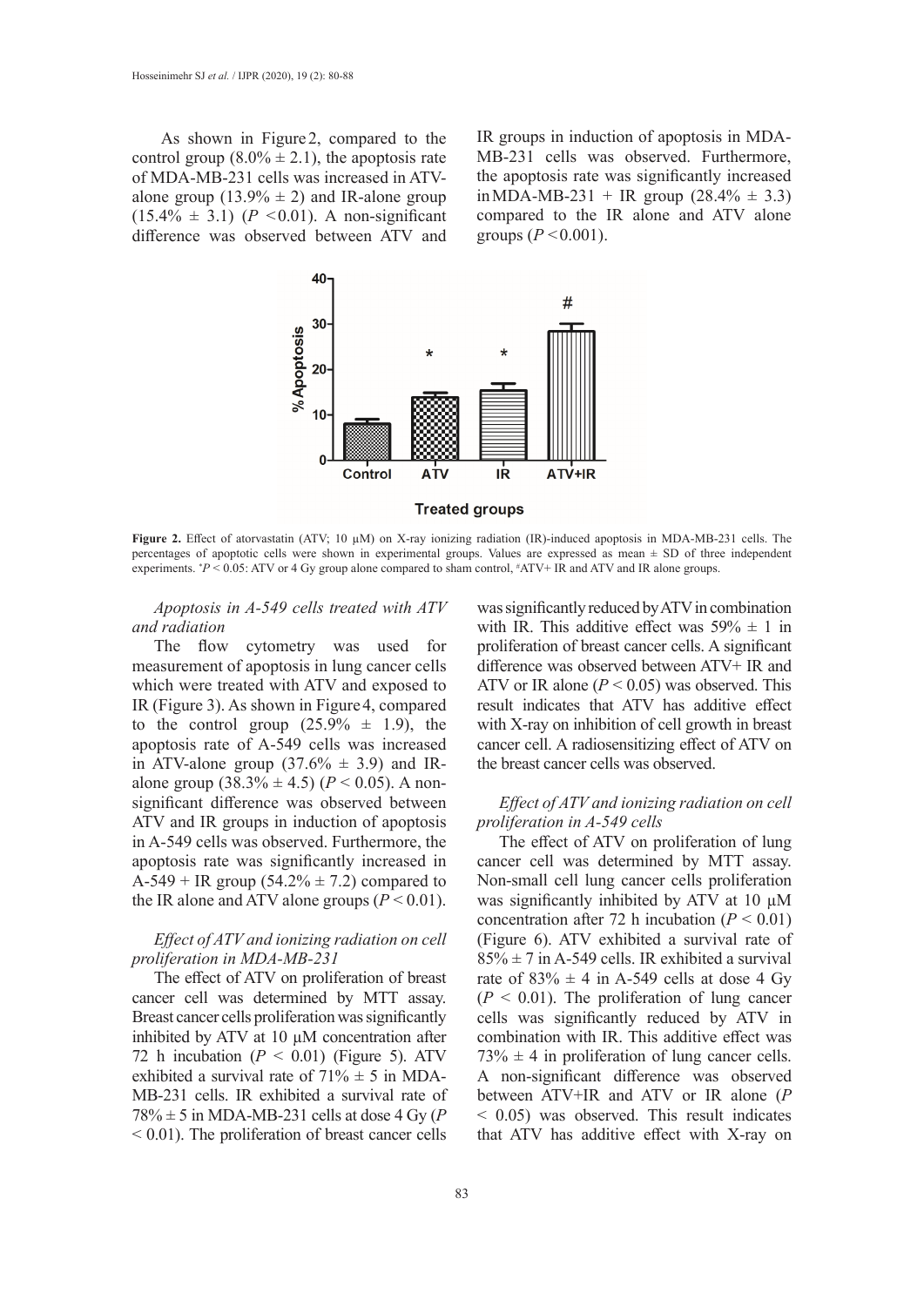As shown in Figure 2, compared to the control group (8.0% ± 2.1), the apoptosis rate of MDA-MB-231 cells was increased in ATV-alone group (13.9% ± 2) and IR-alone group (15.4% ± 3.1) ($P < 0.01$). A non-significant difference was observed between ATV and IR groups in induction of apoptosis in MDA-MB-231 cells was observed. Furthermore, the apoptosis rate was significantly increased in MDA-MB-231 + IR group (28.4% ± 3.3) compared to the IR alone and ATV alone groups ($P < 0.001$).

**Figure 2.** Effect of atorvastatin (ATV; 10 µM) on X-ray ionizing radiation (IR)-induced apoptosis in MDA-MB-231 cells. The percentages of apoptotic cells were shown in experimental groups. Values are expressed as mean ± SD of three independent experiments. *$P < 0.05$: ATV or 4 Gy group alone compared to sham control, #ATV+ IR and ATV and IR alone groups.

### *Apoptosis in A-549 cells treated with ATV and radiation*

The flow cytometry was used for measurement of apoptosis in lung cancer cells which were treated with ATV and exposed to IR (Figure 3). As shown in Figure 4, compared to the control group (25.9% ± 1.9), the apoptosis rate of A-549 cells was increased in ATV-alone group (37.6% ± 3.9) and IR-alone group (38.3% ± 4.5) ($P < 0.05$). A non-significant difference was observed between ATV and IR groups in induction of apoptosis in A-549 cells was observed. Furthermore, the apoptosis rate was significantly increased in A-549 + IR group (54.2% ± 7.2) compared to the IR alone and ATV alone groups ($P < 0.01$).

### *Effect of ATV and ionizing radiation on cell proliferation in MDA-MB-231*

The effect of ATV on proliferation of breast cancer cell was determined by MTT assay. Breast cancer cells proliferation was significantly inhibited by ATV at 10 µM concentration after 72 h incubation ($P < 0.01$) (Figure 5). ATV exhibited a survival rate of 71% ± 5 in MDA-MB-231 cells. IR exhibited a survival rate of 78% ± 5 in MDA-MB-231 cells at dose 4 Gy ($P < 0.01$). The proliferation of breast cancer cells was significantly reduced by ATV in combination with IR. This additive effect was 59% ± 1 in proliferation of breast cancer cells. A significant difference was observed between ATV+ IR and ATV or IR alone ($P < 0.05$) was observed. This result indicates that ATV has additive effect with X-ray on inhibition of cell growth in breast cancer cell. A radiosensitizing effect of ATV on the breast cancer cells was observed.

### *Effect of ATV and ionizing radiation on cell proliferation in A-549 cells*

The effect of ATV on proliferation of lung cancer cell was determined by MTT assay. Non-small cell lung cancer cells proliferation was significantly inhibited by ATV at 10 µM concentration after 72 h incubation ($P < 0.01$) (Figure 6). ATV exhibited a survival rate of 85% ± 7 in A-549 cells. IR exhibited a survival rate of 83% ± 4 in A-549 cells at dose 4 Gy ($P < 0.01$). The proliferation of lung cancer cells was significantly reduced by ATV in combination with IR. This additive effect was 73% ± 4 in proliferation of lung cancer cells. A non-significant difference was observed between ATV+IR and ATV or IR alone ($P < 0.05$) was observed. This result indicates that ATV has additive effect with X-ray on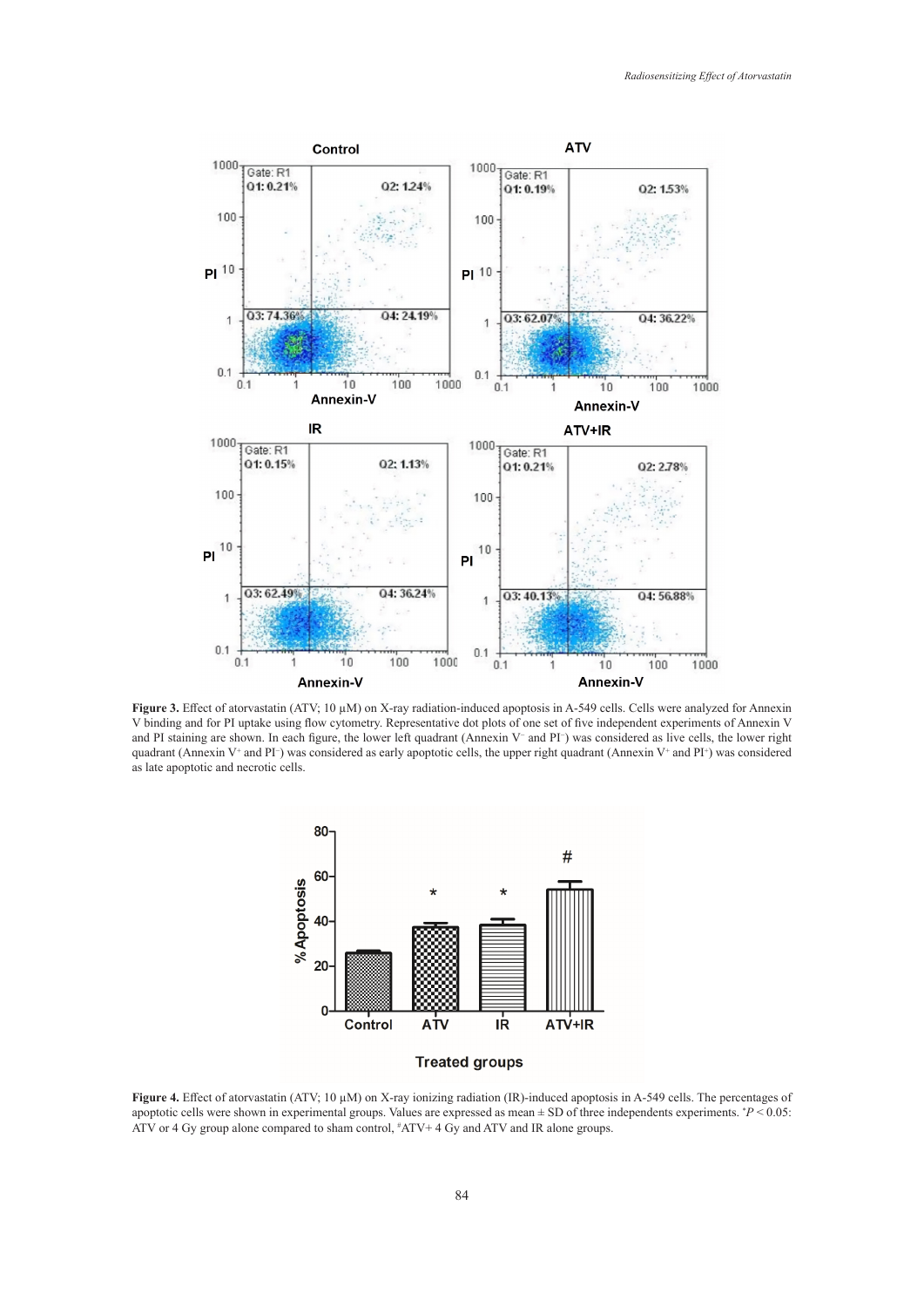**Figure 3.** Effect of atorvastatin (ATV; 10 µM) on X-ray radiation-induced apoptosis in A-549 cells. Cells were analyzed for Annexin V binding and for PI uptake using flow cytometry. Representative dot plots of one set of five independent experiments of Annexin V and PI staining are shown. In each figure, the lower left quadrant (Annexin $V^-$ and $PI^-$) was considered as live cells, the lower right quadrant (Annexin $V^+$ and $PI^-$) was considered as early apoptotic cells, the upper right quadrant (Annexin $V^+$ and $PI^+$) was considered as late apoptotic and necrotic cells.

**Figure 4.** Effect of atorvastatin (ATV; 10 µM) on X-ray ionizing radiation (IR)-induced apoptosis in A-549 cells. The percentages of apoptotic cells were shown in experimental groups. Values are expressed as mean ± SD of three independents experiments. $^*P < 0.05$: ATV or 4 Gy group alone compared to sham control, $^\#$ATV+ 4 Gy and ATV and IR alone groups.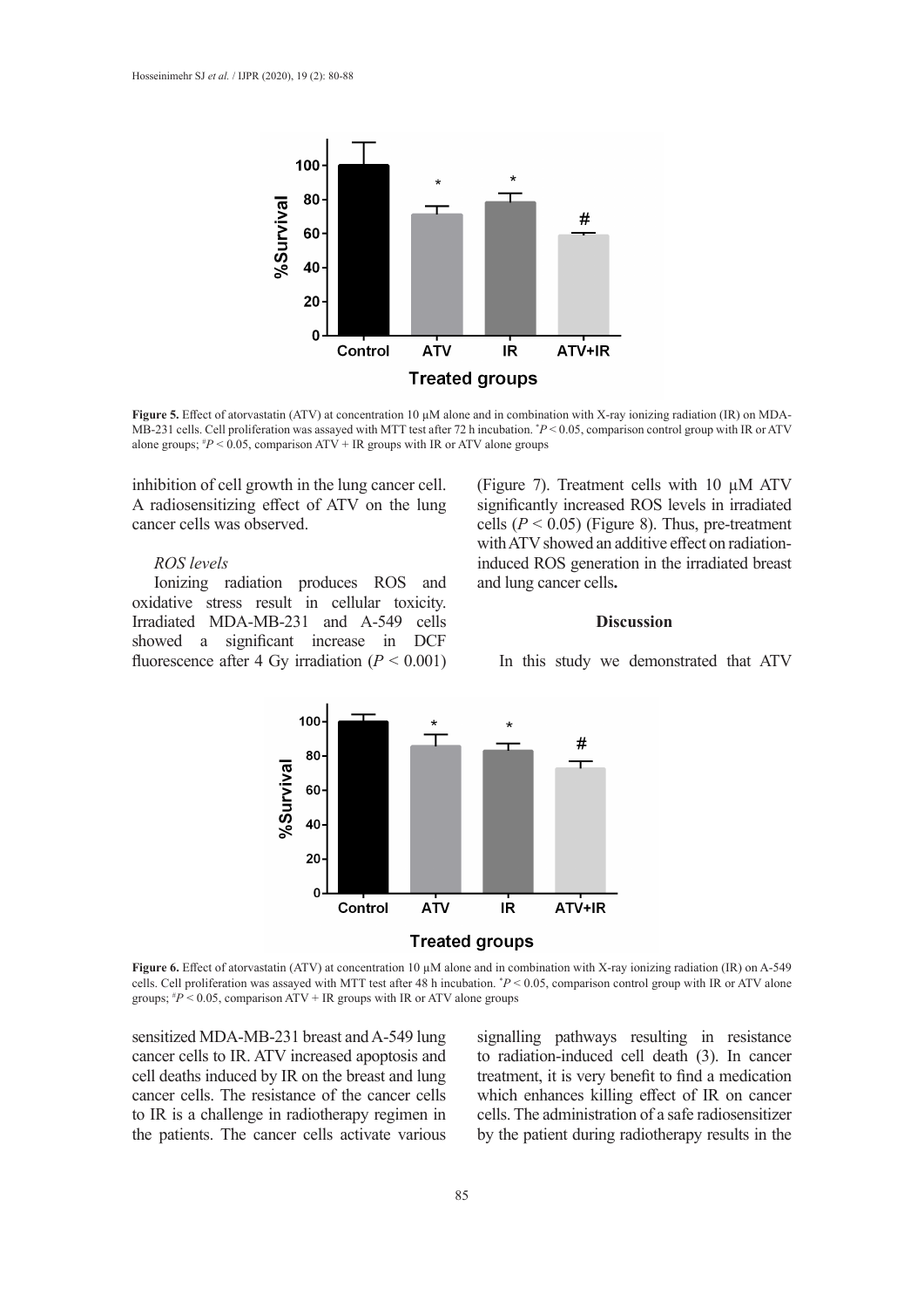**Figure 5.** Effect of atorvastatin (ATV) at concentration 10 µM alone and in combination with X-ray ionizing radiation (IR) on MDA-MB-231 cells. Cell proliferation was assayed with MTT test after 72 h incubation. *$P < 0.05$, comparison control group with IR or ATV alone groups; #$P < 0.05$, comparison ATV + IR groups with IR or ATV alone groups

inhibition of cell growth in the lung cancer cell. A radiosensitizing effect of ATV on the lung cancer cells was observed.

*ROS levels*

Ionizing radiation produces ROS and oxidative stress result in cellular toxicity. Irradiated MDA-MB-231 and A-549 cells showed a significant increase in DCF fluorescence after 4 Gy irradiation ($P < 0.001$) (Figure 7). Treatment cells with 10 µM ATV significantly increased ROS levels in irradiated cells ($P < 0.05$) (Figure 8). Thus, pre-treatment with ATV showed an additive effect on radiation-induced ROS generation in the irradiated breast and lung cancer cells**.**

**Figure 6.** Effect of atorvastatin (ATV) at concentration 10 µM alone and in combination with X-ray ionizing radiation (IR) on A-549 cells. Cell proliferation was assayed with MTT test after 48 h incubation. *$P < 0.05$, comparison control group with IR or ATV alone groups; #$P < 0.05$, comparison ATV + IR groups with IR or ATV alone groups

## Discussion

In this study we demonstrated that ATV sensitized MDA-MB-231 breast and A-549 lung cancer cells to IR. ATV increased apoptosis and cell deaths induced by IR on the breast and lung cancer cells. The resistance of the cancer cells to IR is a challenge in radiotherapy regimen in the patients. The cancer cells activate various signalling pathways resulting in resistance to radiation-induced cell death (3). In cancer treatment, it is very benefit to find a medication which enhances killing effect of IR on cancer cells. The administration of a safe radiosensitizer by the patient during radiotherapy results in the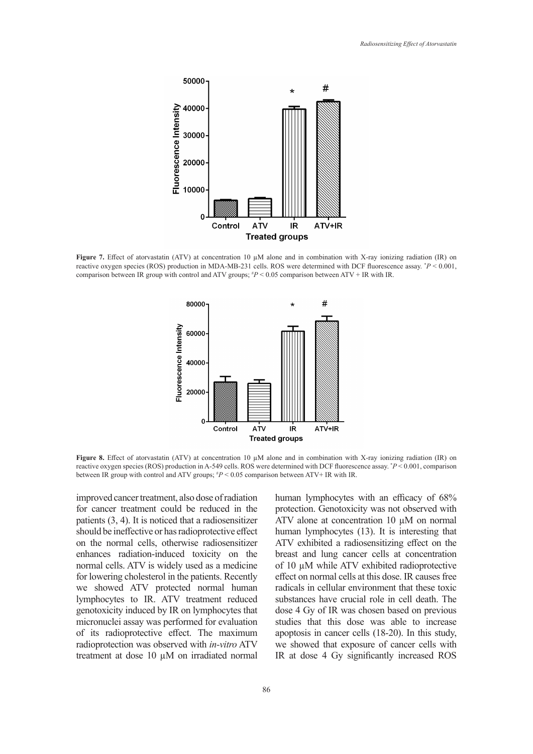**Figure 7.** Effect of atorvastatin (ATV) at concentration 10 µM alone and in combination with X-ray ionizing radiation (IR) on reactive oxygen species (ROS) production in MDA-MB-231 cells. ROS were determined with DCF fluorescence assay. *$P < 0.001$, comparison between IR group with control and ATV groups; #$P < 0.05$ comparison between ATV + IR with IR.

**Figure 8.** Effect of atorvastatin (ATV) at concentration 10 µM alone and in combination with X-ray ionizing radiation (IR) on reactive oxygen species (ROS) production in A-549 cells. ROS were determined with DCF fluorescence assay. *$P < 0.001$, comparison between IR group with control and ATV groups; #$P < 0.05$ comparison between ATV+ IR with IR.

improved cancer treatment, also dose of radiation for cancer treatment could be reduced in the patients (3, 4). It is noticed that a radiosensitizer should be ineffective or has radioprotective effect on the normal cells, otherwise radiosensitizer enhances radiation-induced toxicity on the normal cells. ATV is widely used as a medicine for lowering cholesterol in the patients. Recently we showed ATV protected normal human lymphocytes to IR. ATV treatment reduced genotoxicity induced by IR on lymphocytes that micronuclei assay was performed for evaluation of its radioprotective effect. The maximum radioprotection was observed with *in-vitro* ATV treatment at dose 10 µM on irradiated normal human lymphocytes with an efficacy of 68% protection. Genotoxicity was not observed with ATV alone at concentration 10 µM on normal human lymphocytes (13). It is interesting that ATV exhibited a radiosensitizing effect on the breast and lung cancer cells at concentration of 10 µM while ATV exhibited radioprotective effect on normal cells at this dose. IR causes free radicals in cellular environment that these toxic substances have crucial role in cell death. The dose 4 Gy of IR was chosen based on previous studies that this dose was able to increase apoptosis in cancer cells (18-20). In this study, we showed that exposure of cancer cells with IR at dose 4 Gy significantly increased ROS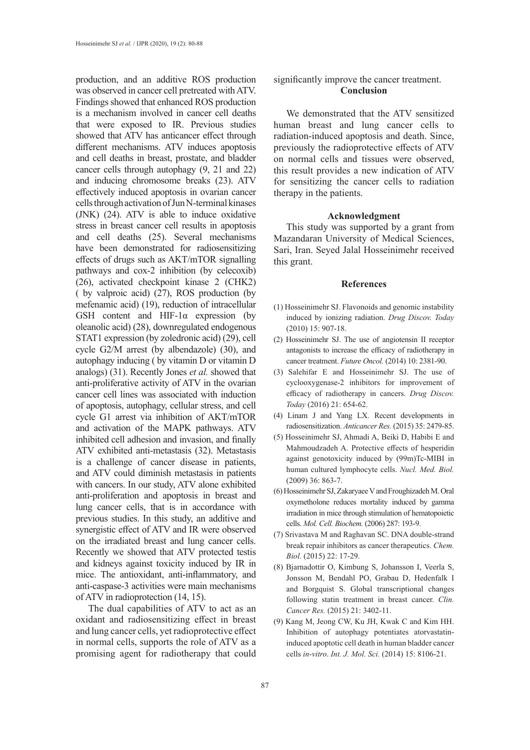production, and an additive ROS production was observed in cancer cell pretreated with ATV. Findings showed that enhanced ROS production is a mechanism involved in cancer cell deaths that were exposed to IR. Previous studies showed that ATV has anticancer effect through different mechanisms. ATV induces apoptosis and cell deaths in breast, prostate, and bladder cancer cells through autophagy (9, 21 and 22) and inducing chromosome breaks (23). ATV effectively induced apoptosis in ovarian cancer cells through activation of Jun N-terminal kinases (JNK) (24). ATV is able to induce oxidative stress in breast cancer cell results in apoptosis and cell deaths (25). Several mechanisms have been demonstrated for radiosensitizing effects of drugs such as AKT/mTOR signalling pathways and cox-2 inhibition (by celecoxib) (26), activated checkpoint kinase 2 (CHK2) ( by valproic acid) (27), ROS production (by mefenamic acid) (19), reduction of intracellular GSH content and HIF-1α expression (by oleanolic acid) (28), downregulated endogenous STAT1 expression (by zoledronic acid) (29), cell cycle G2/M arrest (by albendazole) (30), and autophagy inducing ( by vitamin D or vitamin D analogs) (31). Recently Jones *et al.* showed that anti-proliferative activity of ATV in the ovarian cancer cell lines was associated with induction of apoptosis, autophagy, cellular stress, and cell cycle G1 arrest via inhibition of AKT/mTOR and activation of the MAPK pathways. ATV inhibited cell adhesion and invasion, and finally ATV exhibited anti-metastasis (32). Metastasis is a challenge of cancer disease in patients, and ATV could diminish metastasis in patients with cancers. In our study, ATV alone exhibited anti-proliferation and apoptosis in breast and lung cancer cells, that is in accordance with previous studies. In this study, an additive and synergistic effect of ATV and IR were observed on the irradiated breast and lung cancer cells. Recently we showed that ATV protected testis and kidneys against toxicity induced by IR in mice. The antioxidant, anti-inflammatory, and anti-caspase-3 activities were main mechanisms of ATV in radioprotection (14, 15).

The dual capabilities of ATV to act as an oxidant and radiosensitizing effect in breast and lung cancer cells, yet radioprotective effect in normal cells, supports the role of ATV as a promising agent for radiotherapy that could significantly improve the cancer treatment.

## Conclusion

We demonstrated that the ATV sensitized human breast and lung cancer cells to radiation-induced apoptosis and death. Since, previously the radioprotective effects of ATV on normal cells and tissues were observed, this result provides a new indication of ATV for sensitizing the cancer cells to radiation therapy in the patients.

## Acknowledgment

This study was supported by a grant from Mazandaran University of Medical Sciences, Sari, Iran. Seyed Jalal Hosseinimehr received this grant.

## References

(1) Hosseinimehr SJ. Flavonoids and genomic instability induced by ionizing radiation. *Drug Discov. Today* (2010) 15: 907-18.

(2) Hosseinimehr SJ. The use of angiotensin II receptor antagonists to increase the efficacy of radiotherapy in cancer treatment. *Future Oncol.* (2014) 10: 2381-90.

(3) Salehifar E and Hosseinimehr SJ. The use of cyclooxygenase-2 inhibitors for improvement of efficacy of radiotherapy in cancers. *Drug Discov. Today* (2016) 21: 654-62.

(4) Linam J and Yang LX. Recent developments in radiosensitization. *Anticancer Res.* (2015) 35: 2479-85.

(5) Hosseinimehr SJ, Ahmadi A, Beiki D, Habibi E and Mahmoudzadeh A. Protective effects of hesperidin against genotoxicity induced by (99m)Tc-MIBI in human cultured lymphocyte cells. *Nucl. Med. Biol.* (2009) 36: 863-7.

(6) Hosseinimehr SJ, Zakaryaee V and Froughizadeh M. Oral oxymetholone reduces mortality induced by gamma irradiation in mice through stimulation of hematopoietic cells. *Mol. Cell. Biochem.* (2006) 287: 193-9.

(7) Srivastava M and Raghavan SC. DNA double-strand break repair inhibitors as cancer therapeutics. *Chem. Biol.* (2015) 22: 17-29.

(8) Bjarnadottir O, Kimbung S, Johansson I, Veerla S, Jonsson M, Bendahl PO, Grabau D, Hedenfalk I and Borgquist S. Global transcriptional changes following statin treatment in breast cancer. *Clin. Cancer Res.* (2015) 21: 3402-11.

(9) Kang M, Jeong CW, Ku JH, Kwak C and Kim HH. Inhibition of autophagy potentiates atorvastatin-induced apoptotic cell death in human bladder cancer cells *in-vitro*. *Int. J. Mol. Sci.* (2014) 15: 8106-21.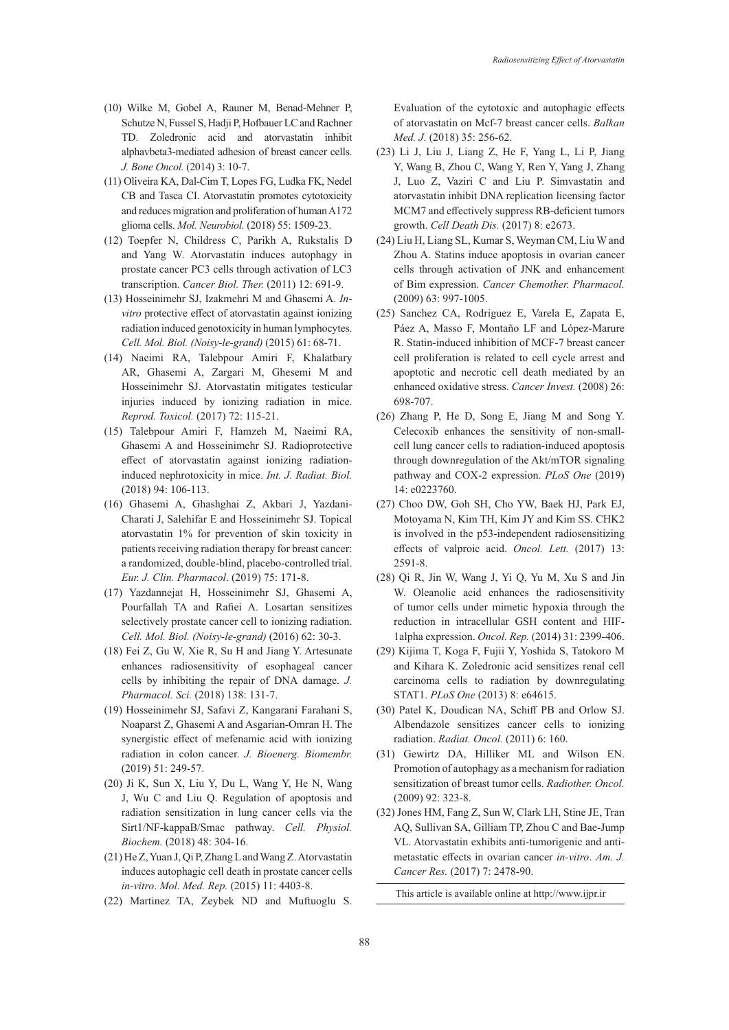(10) Wilke M, Gobel A, Rauner M, Benad-Mehner P, Schutze N, Fussel S, Hadji P, Hofbauer LC and Rachner TD. Zoledronic acid and atorvastatin inhibit alphavbeta3-mediated adhesion of breast cancer cells. *J. Bone Oncol.* (2014) 3: 10-7.

(11) Oliveira KA, Dal-Cim T, Lopes FG, Ludka FK, Nedel CB and Tasca CI. Atorvastatin promotes cytotoxicity and reduces migration and proliferation of human A172 glioma cells. *Mol. Neurobiol.* (2018) 55: 1509-23.

(12) Toepfer N, Childress C, Parikh A, Rukstalis D and Yang W. Atorvastatin induces autophagy in prostate cancer PC3 cells through activation of LC3 transcription. *Cancer Biol. Ther.* (2011) 12: 691-9.

(13) Hosseinimehr SJ, Izakmehri M and Ghasemi A. *In-vitro* protective effect of atorvastatin against ionizing radiation induced genotoxicity in human lymphocytes. *Cell. Mol. Biol. (Noisy-le-grand)* (2015) 61: 68-71.

(14) Naeimi RA, Talebpour Amiri F, Khalatbary AR, Ghasemi A, Zargari M, Ghesemi M and Hosseinimehr SJ. Atorvastatin mitigates testicular injuries induced by ionizing radiation in mice. *Reprod. Toxicol.* (2017) 72: 115-21.

(15) Talebpour Amiri F, Hamzeh M, Naeimi RA, Ghasemi A and Hosseinimehr SJ. Radioprotective effect of atorvastatin against ionizing radiation-induced nephrotoxicity in mice. *Int. J. Radiat. Biol.* (2018) 94: 106-113.

(16) Ghasemi A, Ghashghai Z, Akbari J, Yazdani-Charati J, Salehifar E and Hosseinimehr SJ. Topical atorvastatin 1% for prevention of skin toxicity in patients receiving radiation therapy for breast cancer: a randomized, double-blind, placebo-controlled trial. *Eur. J. Clin. Pharmacol*. (2019) 75: 171-8.

(17) Yazdannejat H, Hosseinimehr SJ, Ghasemi A, Pourfallah TA and Rafiei A. Losartan sensitizes selectively prostate cancer cell to ionizing radiation. *Cell. Mol. Biol. (Noisy-le-grand)* (2016) 62: 30-3.

(18) Fei Z, Gu W, Xie R, Su H and Jiang Y. Artesunate enhances radiosensitivity of esophageal cancer cells by inhibiting the repair of DNA damage. *J. Pharmacol. Sci.* (2018) 138: 131-7.

(19) Hosseinimehr SJ, Safavi Z, Kangarani Farahani S, Noaparst Z, Ghasemi A and Asgarian-Omran H. The synergistic effect of mefenamic acid with ionizing radiation in colon cancer. *J. Bioenerg. Biomembr.* (2019) 51: 249-57.

(20) Ji K, Sun X, Liu Y, Du L, Wang Y, He N, Wang J, Wu C and Liu Q. Regulation of apoptosis and radiation sensitization in lung cancer cells via the Sirt1/NF-kappaB/Smac pathway. *Cell. Physiol. Biochem.* (2018) 48: 304-16.

(21) He Z, Yuan J, Qi P, Zhang L and Wang Z. Atorvastatin induces autophagic cell death in prostate cancer cells *in-vitro*. *Mol. Med. Rep.* (2015) 11: 4403-8.

(22) Martinez TA, Zeybek ND and Muftuoglu S. Evaluation of the cytotoxic and autophagic effects of atorvastatin on Mcf-7 breast cancer cells. *Balkan Med. J.* (2018) 35: 256-62.

(23) Li J, Liu J, Liang Z, He F, Yang L, Li P, Jiang Y, Wang B, Zhou C, Wang Y, Ren Y, Yang J, Zhang J, Luo Z, Vaziri C and Liu P. Simvastatin and atorvastatin inhibit DNA replication licensing factor MCM7 and effectively suppress RB-deficient tumors growth. *Cell Death Dis.* (2017) 8: e2673.

(24) Liu H, Liang SL, Kumar S, Weyman CM, Liu W and Zhou A. Statins induce apoptosis in ovarian cancer cells through activation of JNK and enhancement of Bim expression. *Cancer Chemother. Pharmacol.* (2009) 63: 997-1005.

(25) Sanchez CA, Rodriguez E, Varela E, Zapata E, Páez A, Masso F, Montaño LF and López-Marure R. Statin-induced inhibition of MCF-7 breast cancer cell proliferation is related to cell cycle arrest and apoptotic and necrotic cell death mediated by an enhanced oxidative stress. *Cancer Invest.* (2008) 26: 698-707.

(26) Zhang P, He D, Song E, Jiang M and Song Y. Celecoxib enhances the sensitivity of non-small-cell lung cancer cells to radiation-induced apoptosis through downregulation of the Akt/mTOR signaling pathway and COX-2 expression. *PLoS One* (2019) 14: e0223760.

(27) Choo DW, Goh SH, Cho YW, Baek HJ, Park EJ, Motoyama N, Kim TH, Kim JY and Kim SS. CHK2 is involved in the p53-independent radiosensitizing effects of valproic acid. *Oncol. Lett.* (2017) 13: 2591-8.

(28) Qi R, Jin W, Wang J, Yi Q, Yu M, Xu S and Jin W. Oleanolic acid enhances the radiosensitivity of tumor cells under mimetic hypoxia through the reduction in intracellular GSH content and HIF-1alpha expression. *Oncol. Rep.* (2014) 31: 2399-406.

(29) Kijima T, Koga F, Fujii Y, Yoshida S, Tatokoro M and Kihara K. Zoledronic acid sensitizes renal cell carcinoma cells to radiation by downregulating STAT1. *PLoS One* (2013) 8: e64615.

(30) Patel K, Doudican NA, Schiff PB and Orlow SJ. Albendazole sensitizes cancer cells to ionizing radiation. *Radiat. Oncol.* (2011) 6: 160.

(31) Gewirtz DA, Hilliker ML and Wilson EN. Promotion of autophagy as a mechanism for radiation sensitization of breast tumor cells. *Radiother. Oncol.* (2009) 92: 323-8.

(32) Jones HM, Fang Z, Sun W, Clark LH, Stine JE, Tran AQ, Sullivan SA, Gilliam TP, Zhou C and Bae-Jump VL. Atorvastatin exhibits anti-tumorigenic and anti-metastatic effects in ovarian cancer *in-vitro*. *Am. J. Cancer Res.* (2017) 7: 2478-90.

This article is available online at http://www.ijpr.ir